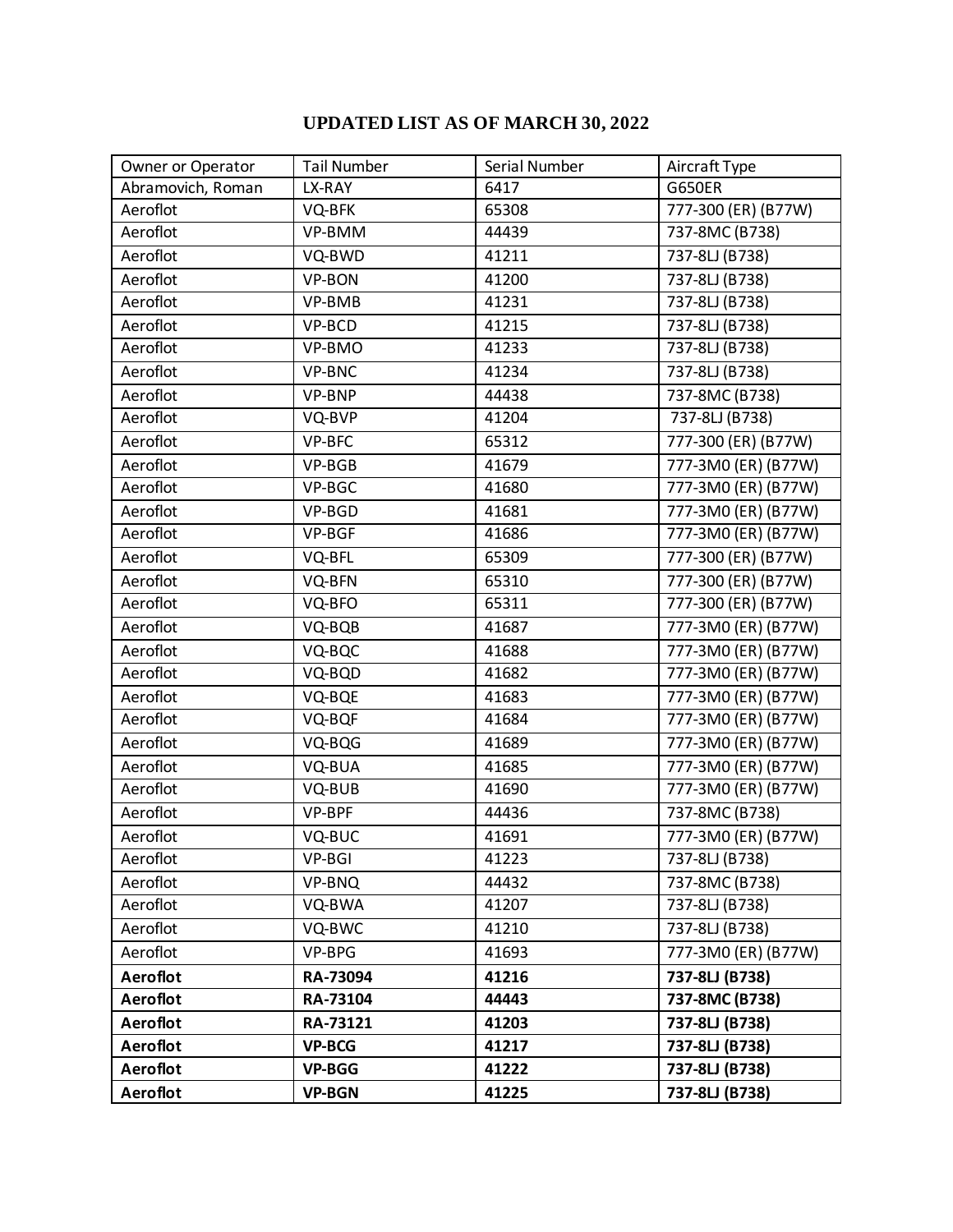# UPDATED LIST AS OF MARCH 30, 2022

| Owner or Operator | Tail Number | Serial Number | Aircraft Type |
|---|---|---|---|
| Abramovich, Roman | LX-RAY | 6417 | G650ER |
| Aeroflot | VQ-BFK | 65308 | 777-300 (ER) (B77W) |
| Aeroflot | VP-BMM | 44439 | 737-8MC (B738) |
| Aeroflot | VQ-BWD | 41211 | 737-8LJ (B738) |
| Aeroflot | VP-BON | 41200 | 737-8LJ (B738) |
| Aeroflot | VP-BMB | 41231 | 737-8LJ (B738) |
| Aeroflot | VP-BCD | 41215 | 737-8LJ (B738) |
| Aeroflot | VP-BMO | 41233 | 737-8LJ (B738) |
| Aeroflot | VP-BNC | 41234 | 737-8LJ (B738) |
| Aeroflot | VP-BNP | 44438 | 737-8MC (B738) |
| Aeroflot | VQ-BVP | 41204 | 737-8LJ (B738) |
| Aeroflot | VP-BFC | 65312 | 777-300 (ER) (B77W) |
| Aeroflot | VP-BGB | 41679 | 777-3M0 (ER) (B77W) |
| Aeroflot | VP-BGC | 41680 | 777-3M0 (ER) (B77W) |
| Aeroflot | VP-BGD | 41681 | 777-3M0 (ER) (B77W) |
| Aeroflot | VP-BGF | 41686 | 777-3M0 (ER) (B77W) |
| Aeroflot | VQ-BFL | 65309 | 777-300 (ER) (B77W) |
| Aeroflot | VQ-BFN | 65310 | 777-300 (ER) (B77W) |
| Aeroflot | VQ-BFO | 65311 | 777-300 (ER) (B77W) |
| Aeroflot | VQ-BQB | 41687 | 777-3M0 (ER) (B77W) |
| Aeroflot | VQ-BQC | 41688 | 777-3M0 (ER) (B77W) |
| Aeroflot | VQ-BQD | 41682 | 777-3M0 (ER) (B77W) |
| Aeroflot | VQ-BQE | 41683 | 777-3M0 (ER) (B77W) |
| Aeroflot | VQ-BQF | 41684 | 777-3M0 (ER) (B77W) |
| Aeroflot | VQ-BQG | 41689 | 777-3M0 (ER) (B77W) |
| Aeroflot | VQ-BUA | 41685 | 777-3M0 (ER) (B77W) |
| Aeroflot | VQ-BUB | 41690 | 777-3M0 (ER) (B77W) |
| Aeroflot | VP-BPF | 44436 | 737-8MC (B738) |
| Aeroflot | VQ-BUC | 41691 | 777-3M0 (ER) (B77W) |
| Aeroflot | VP-BGI | 41223 | 737-8LJ (B738) |
| Aeroflot | VP-BNQ | 44432 | 737-8MC (B738) |
| Aeroflot | VQ-BWA | 41207 | 737-8LJ (B738) |
| Aeroflot | VQ-BWC | 41210 | 737-8LJ (B738) |
| Aeroflot | VP-BPG | 41693 | 777-3M0 (ER) (B77W) |
| **Aeroflot** | **RA-73094** | **41216** | **737-8LJ (B738)** |
| **Aeroflot** | **RA-73104** | **44443** | **737-8MC (B738)** |
| **Aeroflot** | **RA-73121** | **41203** | **737-8LJ (B738)** |
| **Aeroflot** | **VP-BCG** | **41217** | **737-8LJ (B738)** |
| **Aeroflot** | **VP-BGG** | **41222** | **737-8LJ (B738)** |
| **Aeroflot** | **VP-BGN** | **41225** | **737-8LJ (B738)** |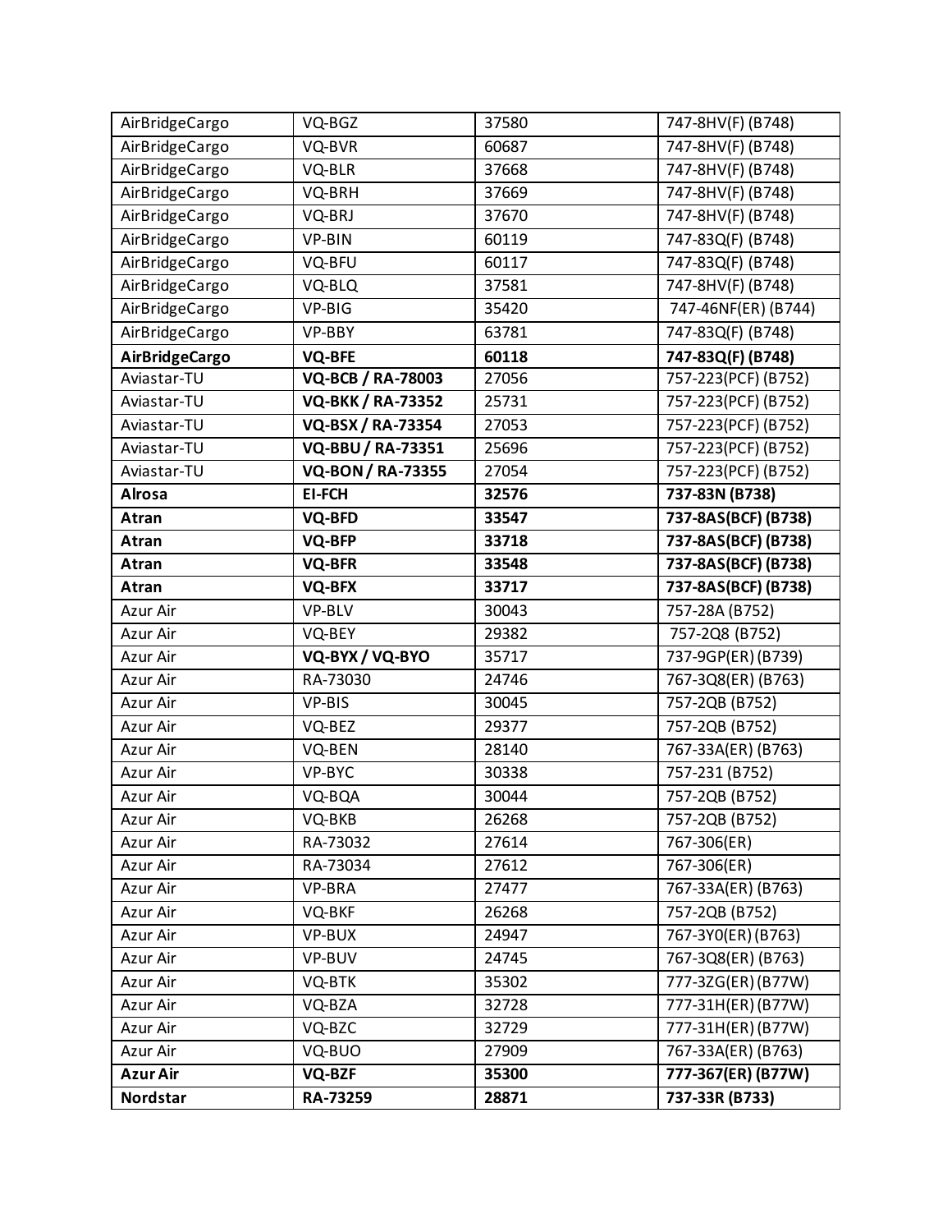| | | | |
|---|---|---|---|
| AirBridgeCargo | VQ-BGZ | 37580 | 747-8HV(F) (B748) |
| AirBridgeCargo | VQ-BVR | 60687 | 747-8HV(F) (B748) |
| AirBridgeCargo | VQ-BLR | 37668 | 747-8HV(F) (B748) |
| AirBridgeCargo | VQ-BRH | 37669 | 747-8HV(F) (B748) |
| AirBridgeCargo | VQ-BRJ | 37670 | 747-8HV(F) (B748) |
| AirBridgeCargo | VP-BIN | 60119 | 747-83Q(F) (B748) |
| AirBridgeCargo | VQ-BFU | 60117 | 747-83Q(F) (B748) |
| AirBridgeCargo | VQ-BLQ | 37581 | 747-8HV(F) (B748) |
| AirBridgeCargo | VP-BIG | 35420 | 747-46NF(ER) (B744) |
| AirBridgeCargo | VP-BBY | 63781 | 747-83Q(F) (B748) |
| **AirBridgeCargo** | **VQ-BFE** | **60118** | **747-83Q(F) (B748)** |
| Aviastar-TU | **VQ-BCB / RA-78003** | 27056 | 757-223(PCF) (B752) |
| Aviastar-TU | **VQ-BKK / RA-73352** | 25731 | 757-223(PCF) (B752) |
| Aviastar-TU | **VQ-BSX / RA-73354** | 27053 | 757-223(PCF) (B752) |
| Aviastar-TU | **VQ-BBU / RA-73351** | 25696 | 757-223(PCF) (B752) |
| Aviastar-TU | **VQ-BON / RA-73355** | 27054 | 757-223(PCF) (B752) |
| **Alrosa** | **EI-FCH** | **32576** | **737-83N (B738)** |
| **Atran** | **VQ-BFD** | **33547** | **737-8AS(BCF) (B738)** |
| **Atran** | **VQ-BFP** | **33718** | **737-8AS(BCF) (B738)** |
| **Atran** | **VQ-BFR** | **33548** | **737-8AS(BCF) (B738)** |
| **Atran** | **VQ-BFX** | **33717** | **737-8AS(BCF) (B738)** |
| Azur Air | VP-BLV | 30043 | 757-28A (B752) |
| Azur Air | VQ-BEY | 29382 | 757-2Q8 (B752) |
| Azur Air | **VQ-BYX / VQ-BYO** | 35717 | 737-9GP(ER) (B739) |
| Azur Air | RA-73030 | 24746 | 767-3Q8(ER) (B763) |
| Azur Air | VP-BIS | 30045 | 757-2QB (B752) |
| Azur Air | VQ-BEZ | 29377 | 757-2QB (B752) |
| Azur Air | VQ-BEN | 28140 | 767-33A(ER) (B763) |
| Azur Air | VP-BYC | 30338 | 757-231 (B752) |
| Azur Air | VQ-BQA | 30044 | 757-2QB (B752) |
| Azur Air | VQ-BKB | 26268 | 757-2QB (B752) |
| Azur Air | RA-73032 | 27614 | 767-306(ER) |
| Azur Air | RA-73034 | 27612 | 767-306(ER) |
| Azur Air | VP-BRA | 27477 | 767-33A(ER) (B763) |
| Azur Air | VQ-BKF | 26268 | 757-2QB (B752) |
| Azur Air | VP-BUX | 24947 | 767-3Y0(ER) (B763) |
| Azur Air | VP-BUV | 24745 | 767-3Q8(ER) (B763) |
| Azur Air | VQ-BTK | 35302 | 777-3ZG(ER) (B77W) |
| Azur Air | VQ-BZA | 32728 | 777-31H(ER) (B77W) |
| Azur Air | VQ-BZC | 32729 | 777-31H(ER) (B77W) |
| Azur Air | VQ-BUO | 27909 | 767-33A(ER) (B763) |
| **Azur Air** | **VQ-BZF** | **35300** | **777-367(ER) (B77W)** |
| **Nordstar** | **RA-73259** | **28871** | **737-33R (B733)** |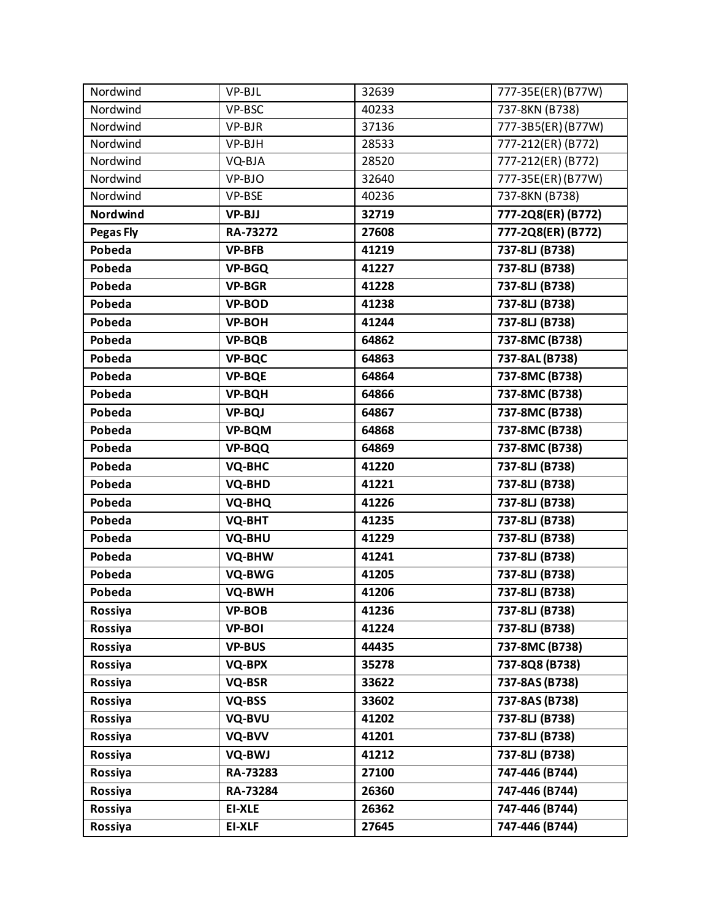| Nordwind | VP-BJL | 32639 | 777-35E(ER) (B77W) |
|---|---|---|---|
| Nordwind | VP-BSC | 40233 | 737-8KN (B738) |
| Nordwind | VP-BJR | 37136 | 777-3B5(ER) (B77W) |
| Nordwind | VP-BJH | 28533 | 777-212(ER) (B772) |
| Nordwind | VQ-BJA | 28520 | 777-212(ER) (B772) |
| Nordwind | VP-BJO | 32640 | 777-35E(ER) (B77W) |
| Nordwind | VP-BSE | 40236 | 737-8KN (B738) |
| **Nordwind** | **VP-BJJ** | **32719** | **777-2Q8(ER) (B772)** |
| **Pegas Fly** | **RA-73272** | **27608** | **777-2Q8(ER) (B772)** |
| **Pobeda** | **VP-BFB** | **41219** | **737-8LJ (B738)** |
| **Pobeda** | **VP-BGQ** | **41227** | **737-8LJ (B738)** |
| **Pobeda** | **VP-BGR** | **41228** | **737-8LJ (B738)** |
| **Pobeda** | **VP-BOD** | **41238** | **737-8LJ (B738)** |
| **Pobeda** | **VP-BOH** | **41244** | **737-8LJ (B738)** |
| **Pobeda** | **VP-BQB** | **64862** | **737-8MC (B738)** |
| **Pobeda** | **VP-BQC** | **64863** | **737-8AL (B738)** |
| **Pobeda** | **VP-BQE** | **64864** | **737-8MC (B738)** |
| **Pobeda** | **VP-BQH** | **64866** | **737-8MC (B738)** |
| **Pobeda** | **VP-BQJ** | **64867** | **737-8MC (B738)** |
| **Pobeda** | **VP-BQM** | **64868** | **737-8MC (B738)** |
| **Pobeda** | **VP-BQQ** | **64869** | **737-8MC (B738)** |
| **Pobeda** | **VQ-BHC** | **41220** | **737-8LJ (B738)** |
| **Pobeda** | **VQ-BHD** | **41221** | **737-8LJ (B738)** |
| **Pobeda** | **VQ-BHQ** | **41226** | **737-8LJ (B738)** |
| **Pobeda** | **VQ-BHT** | **41235** | **737-8LJ (B738)** |
| **Pobeda** | **VQ-BHU** | **41229** | **737-8LJ (B738)** |
| **Pobeda** | **VQ-BHW** | **41241** | **737-8LJ (B738)** |
| **Pobeda** | **VQ-BWG** | **41205** | **737-8LJ (B738)** |
| **Pobeda** | **VQ-BWH** | **41206** | **737-8LJ (B738)** |
| **Rossiya** | **VP-BOB** | **41236** | **737-8LJ (B738)** |
| **Rossiya** | **VP-BOI** | **41224** | **737-8LJ (B738)** |
| **Rossiya** | **VP-BUS** | **44435** | **737-8MC (B738)** |
| **Rossiya** | **VQ-BPX** | **35278** | **737-8Q8 (B738)** |
| **Rossiya** | **VQ-BSR** | **33622** | **737-8AS (B738)** |
| **Rossiya** | **VQ-BSS** | **33602** | **737-8AS (B738)** |
| **Rossiya** | **VQ-BVU** | **41202** | **737-8LJ (B738)** |
| **Rossiya** | **VQ-BVV** | **41201** | **737-8LJ (B738)** |
| **Rossiya** | **VQ-BWJ** | **41212** | **737-8LJ (B738)** |
| **Rossiya** | **RA-73283** | **27100** | **747-446 (B744)** |
| **Rossiya** | **RA-73284** | **26360** | **747-446 (B744)** |
| **Rossiya** | **EI-XLE** | **26362** | **747-446 (B744)** |
| **Rossiya** | **EI-XLF** | **27645** | **747-446 (B744)** |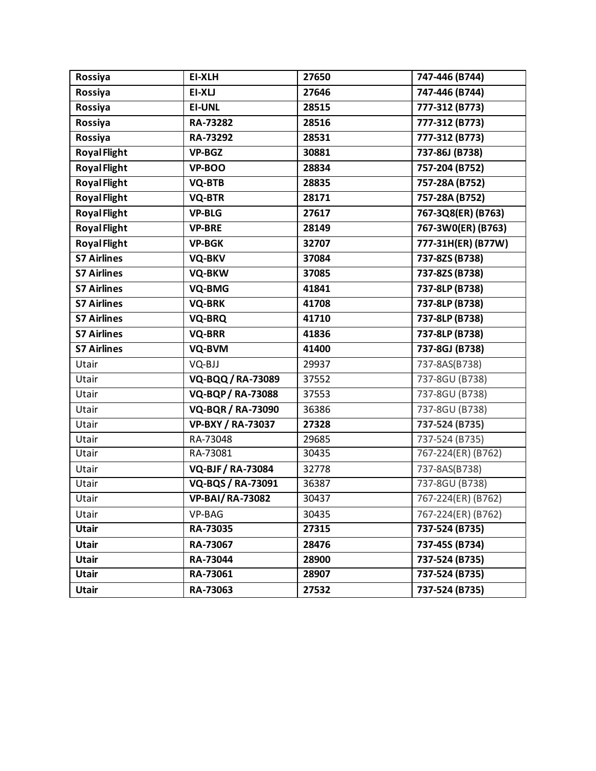| | | | |
|---|---|---|---|
| **Rossiya** | **EI-XLH** | **27650** | **747-446 (B744)** |
| **Rossiya** | **EI-XLJ** | **27646** | **747-446 (B744)** |
| **Rossiya** | **EI-UNL** | **28515** | **777-312 (B773)** |
| **Rossiya** | **RA-73282** | **28516** | **777-312 (B773)** |
| **Rossiya** | **RA-73292** | **28531** | **777-312 (B773)** |
| **Royal Flight** | **VP-BGZ** | **30881** | **737-86J (B738)** |
| **Royal Flight** | **VP-BOO** | **28834** | **757-204 (B752)** |
| **Royal Flight** | **VQ-BTB** | **28835** | **757-28A (B752)** |
| **Royal Flight** | **VQ-BTR** | **28171** | **757-28A (B752)** |
| **Royal Flight** | **VP-BLG** | **27617** | **767-3Q8(ER) (B763)** |
| **Royal Flight** | **VP-BRE** | **28149** | **767-3W0(ER) (B763)** |
| **Royal Flight** | **VP-BGK** | **32707** | **777-31H(ER) (B77W)** |
| **S7 Airlines** | **VQ-BKV** | **37084** | **737-8ZS (B738)** |
| **S7 Airlines** | **VQ-BKW** | **37085** | **737-8ZS (B738)** |
| **S7 Airlines** | **VQ-BMG** | **41841** | **737-8LP (B738)** |
| **S7 Airlines** | **VQ-BRK** | **41708** | **737-8LP (B738)** |
| **S7 Airlines** | **VQ-BRQ** | **41710** | **737-8LP (B738)** |
| **S7 Airlines** | **VQ-BRR** | **41836** | **737-8LP (B738)** |
| **S7 Airlines** | **VQ-BVM** | **41400** | **737-8GJ (B738)** |
| Utair | VQ-BJJ | 29937 | 737-8AS(B738) |
| Utair | **VQ-BQQ / RA-73089** | 37552 | 737-8GU (B738) |
| Utair | **VQ-BQP / RA-73088** | 37553 | 737-8GU (B738) |
| Utair | **VQ-BQR / RA-73090** | 36386 | 737-8GU (B738) |
| Utair | **VP-BXY / RA-73037** | **27328** | **737-524 (B735)** |
| Utair | RA-73048 | 29685 | 737-524 (B735) |
| Utair | RA-73081 | 30435 | 767-224(ER) (B762) |
| Utair | **VQ-BJF / RA-73084** | 32778 | 737-8AS(B738) |
| Utair | **VQ-BQS / RA-73091** | 36387 | 737-8GU (B738) |
| Utair | **VP-BAI/ RA-73082** | 30437 | 767-224(ER) (B762) |
| Utair | VP-BAG | 30435 | 767-224(ER) (B762) |
| **Utair** | **RA-73035** | **27315** | **737-524 (B735)** |
| **Utair** | **RA-73067** | **28476** | **737-45S (B734)** |
| **Utair** | **RA-73044** | **28900** | **737-524 (B735)** |
| **Utair** | **RA-73061** | **28907** | **737-524 (B735)** |
| **Utair** | **RA-73063** | **27532** | **737-524 (B735)** |